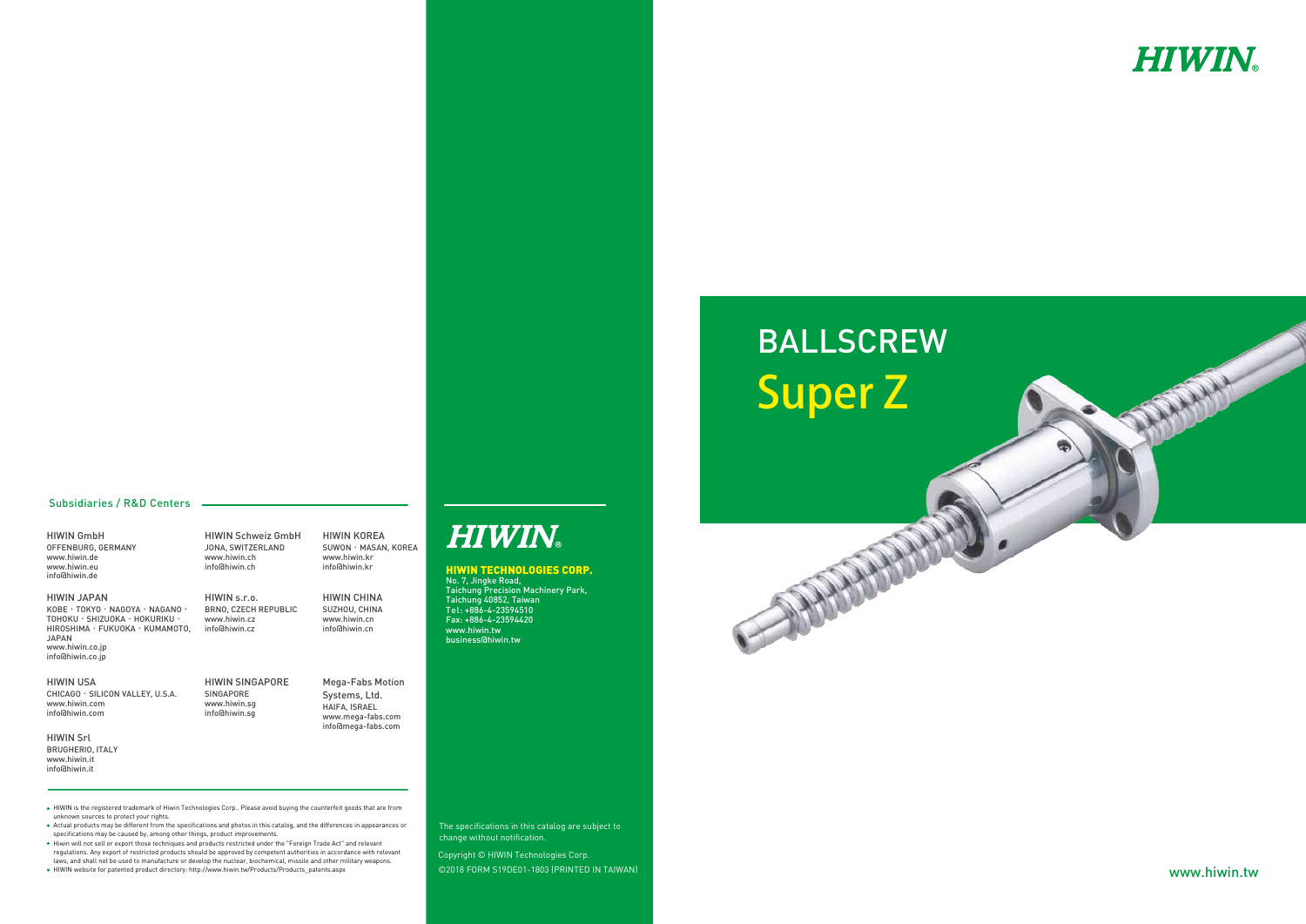## Subsidiaries / R&D Centers

**HIWIN GmbH**
OFFENBURG, GERMANY
www.hiwin.de
www.hiwin.eu
info@hiwin.de

**HIWIN JAPAN**
KOBE · TOKYO · NAGOYA · NAGANO · TOHOKU · SHIZUOKA · HOKURIKU · HIROSHIMA · FUKUOKA · KUMAMOTO, JAPAN
www.hiwin.co.jp
info@hiwin.co.jp

**HIWIN USA**
CHICAGO · SILICON VALLEY, U.S.A.
www.hiwin.com
info@hiwin.com

**HIWIN Srl**
BRUGHERIO, ITALY
www.hiwin.it
info@hiwin.it

**HIWIN Schweiz GmbH**
JONA, SWITZERLAND
www.hiwin.ch
info@hiwin.ch

**HIWIN s.r.o.**
BRNO, CZECH REPUBLIC
www.hiwin.cz
info@hiwin.cz

**HIWIN SINGAPORE**
SINGAPORE
www.hiwin.sg
info@hiwin.sg

**HIWIN KOREA**
SUWON · MASAN, KOREA
www.hiwin.kr
info@hiwin.kr

**HIWIN CHINA**
SUZHOU, CHINA
www.hiwin.cn
info@hiwin.cn

**Mega-Fabs Motion Systems, Ltd.**
HAIFA, ISRAEL
www.mega-fabs.com
info@mega-fabs.com

- HIWIN is the registered trademark of Hiwin Technologies Corp.. Please avoid buying the counterfeit goods that are from unknown sources to protect your rights.
- Actual products may be different from the specifications and photos in this catalog, and the differences in appearances or specifications may be caused by, among other things, product improvements.
- Hiwin will not sell or export those techniques and products restricted under the "Foreign Trade Act" and relevant regulations. Any export of restricted products should be approved by competent authorities in accordance with relevant laws, and shall not be used to manufacture or develop the nuclear, biochemical, missile and other military weapons.
- HIWIN website for patented product directory: http://www.hiwin.tw/Products/Products_patents.aspx

**HIWIN**

**HIWIN TECHNOLOGIES CORP.**
No. 7, Jingke Road,
Taichung Precision Machinery Park,
Taichung 40852, Taiwan
Tel: +886-4-23594510
Fax: +886-4-23594420
www.hiwin.tw
business@hiwin.tw

The specifications in this catalog are subject to change without notification.

Copyright © HIWIN Technologies Corp.
©2018 FORM S19DE01-1803 (PRINTED IN TAIWAN)

**HIWIN**

# BALLSCREW
# Super Z

www.hiwin.tw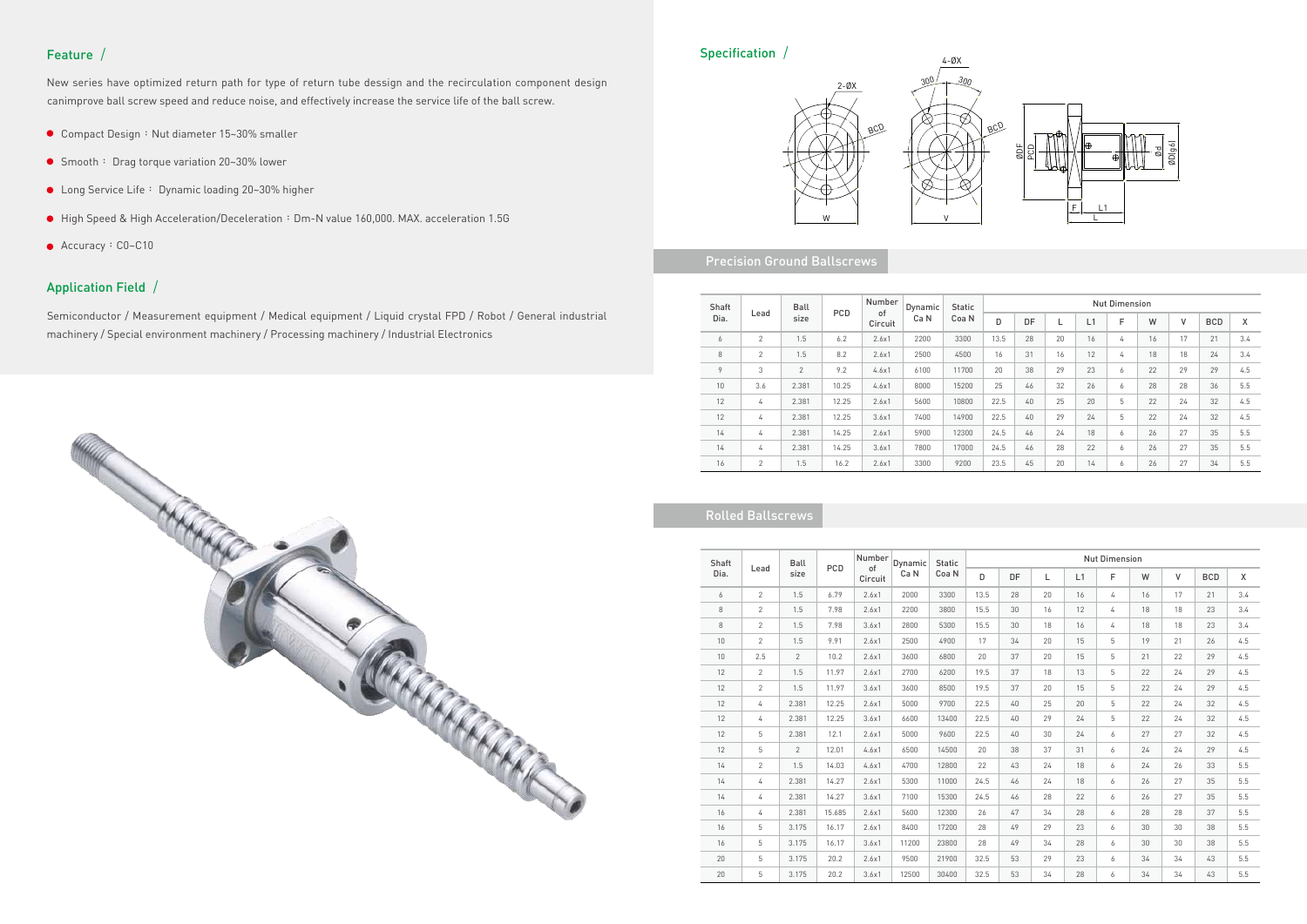## Feature /

New series have optimized return path for type of return tube dessign and the recirculation component design canimprove ball screw speed and reduce noise, and effectively increase the service life of the ball screw.

- Compact Design：Nut diameter 15~30% smaller
- Smooth： Drag torque variation 20~30% lower
- Long Service Life： Dynamic loading 20~30% higher
- High Speed & High Acceleration/Deceleration：Dm-N value 160,000. MAX. acceleration 1.5G
- Accuracy：C0~C10

## Application Field /

Semiconductor / Measurement equipment / Medical equipment / Liquid crystal FPD / Robot / General industrial machinery / Special environment machinery / Processing machinery / Industrial Electronics

## Specification /

2-ØX

4-ØX

30°

30°

BCD

BCD

W

V

ØDF

PCD

Ød

ØDg6

F

L1

L

### Precision Ground Ballscrews

| Shaft Dia. | Lead | Ball size | PCD | Number of Circuit | Dynamic Ca N | Static Coa N | Nut Dimension | | | | | | | | |
|---|---|---|---|---|---|---|---|---|---|---|---|---|---|---|---|
| | | | | | | | D | DF | L | L1 | F | W | V | BCD | X |
| 6 | 2 | 1.5 | 6.2 | 2.6x1 | 2200 | 3300 | 13.5 | 28 | 20 | 16 | 4 | 16 | 17 | 21 | 3.4 |
| 8 | 2 | 1.5 | 8.2 | 2.6x1 | 2500 | 4500 | 16 | 31 | 16 | 12 | 4 | 18 | 18 | 24 | 3.4 |
| 9 | 3 | 2 | 9.2 | 4.6x1 | 6100 | 11700 | 20 | 38 | 29 | 23 | 6 | 22 | 29 | 29 | 4.5 |
| 10 | 3.6 | 2.381 | 10.25 | 4.6x1 | 8000 | 15200 | 25 | 46 | 32 | 26 | 6 | 28 | 28 | 36 | 5.5 |
| 12 | 4 | 2.381 | 12.25 | 2.6x1 | 5600 | 10800 | 22.5 | 40 | 25 | 20 | 5 | 22 | 24 | 32 | 4.5 |
| 12 | 4 | 2.381 | 12.25 | 3.6x1 | 7400 | 14900 | 22.5 | 40 | 29 | 24 | 5 | 22 | 24 | 32 | 4.5 |
| 14 | 4 | 2.381 | 14.25 | 2.6x1 | 5900 | 12300 | 24.5 | 46 | 24 | 18 | 6 | 26 | 27 | 35 | 5.5 |
| 14 | 4 | 2.381 | 14.25 | 3.6x1 | 7800 | 17000 | 24.5 | 46 | 28 | 22 | 6 | 26 | 27 | 35 | 5.5 |
| 16 | 2 | 1.5 | 16.2 | 2.6x1 | 3300 | 9200 | 23.5 | 45 | 20 | 14 | 6 | 26 | 27 | 34 | 5.5 |

### Rolled Ballscrews

| Shaft Dia. | Lead | Ball size | PCD | Number of Circuit | Dynamic Ca N | Static Coa N | Nut Dimension | | | | | | | | |
|---|---|---|---|---|---|---|---|---|---|---|---|---|---|---|---|
| | | | | | | | D | DF | L | L1 | F | W | V | BCD | X |
| 6 | 2 | 1.5 | 6.79 | 2.6x1 | 2000 | 3300 | 13.5 | 28 | 20 | 16 | 4 | 16 | 17 | 21 | 3.4 |
| 8 | 2 | 1.5 | 7.98 | 2.6x1 | 2200 | 3800 | 15.5 | 30 | 16 | 12 | 4 | 18 | 18 | 23 | 3.4 |
| 8 | 2 | 1.5 | 7.98 | 3.6x1 | 2800 | 5300 | 15.5 | 30 | 18 | 16 | 4 | 18 | 18 | 23 | 3.4 |
| 10 | 2 | 1.5 | 9.91 | 2.6x1 | 2500 | 4900 | 17 | 34 | 20 | 15 | 5 | 19 | 21 | 26 | 4.5 |
| 10 | 2.5 | 2 | 10.2 | 2.6x1 | 3600 | 6800 | 20 | 37 | 20 | 15 | 5 | 21 | 22 | 29 | 4.5 |
| 12 | 2 | 1.5 | 11.97 | 2.6x1 | 2700 | 6200 | 19.5 | 37 | 18 | 13 | 5 | 22 | 24 | 29 | 4.5 |
| 12 | 2 | 1.5 | 11.97 | 3.6x1 | 3600 | 8500 | 19.5 | 37 | 20 | 15 | 5 | 22 | 24 | 29 | 4.5 |
| 12 | 4 | 2.381 | 12.25 | 2.6x1 | 5000 | 9700 | 22.5 | 40 | 25 | 20 | 5 | 22 | 24 | 32 | 4.5 |
| 12 | 4 | 2.381 | 12.25 | 3.6x1 | 6600 | 13400 | 22.5 | 40 | 29 | 24 | 5 | 22 | 24 | 32 | 4.5 |
| 12 | 5 | 2.381 | 12.1 | 2.6x1 | 5000 | 9600 | 22.5 | 40 | 30 | 24 | 6 | 27 | 27 | 32 | 4.5 |
| 12 | 5 | 2 | 12.01 | 4.6x1 | 6500 | 14500 | 20 | 38 | 37 | 31 | 6 | 24 | 24 | 29 | 4.5 |
| 14 | 2 | 1.5 | 14.03 | 4.6x1 | 4700 | 12800 | 22 | 43 | 24 | 18 | 6 | 24 | 26 | 33 | 5.5 |
| 14 | 4 | 2.381 | 14.27 | 2.6x1 | 5300 | 11000 | 24.5 | 46 | 24 | 18 | 6 | 26 | 27 | 35 | 5.5 |
| 14 | 4 | 2.381 | 14.27 | 3.6x1 | 7100 | 15300 | 24.5 | 46 | 28 | 22 | 6 | 26 | 27 | 35 | 5.5 |
| 16 | 4 | 2.381 | 15.685 | 2.6x1 | 5600 | 12300 | 26 | 47 | 34 | 28 | 6 | 28 | 28 | 37 | 5.5 |
| 16 | 5 | 3.175 | 16.17 | 2.6x1 | 8400 | 17200 | 28 | 49 | 29 | 23 | 6 | 30 | 30 | 38 | 5.5 |
| 16 | 5 | 3.175 | 16.17 | 3.6x1 | 11200 | 23800 | 28 | 49 | 34 | 28 | 6 | 30 | 30 | 38 | 5.5 |
| 20 | 5 | 3.175 | 20.2 | 2.6x1 | 9500 | 21900 | 32.5 | 53 | 29 | 23 | 6 | 34 | 34 | 43 | 5.5 |
| 20 | 5 | 3.175 | 20.2 | 3.6x1 | 12500 | 30400 | 32.5 | 53 | 34 | 28 | 6 | 34 | 34 | 43 | 5.5 |